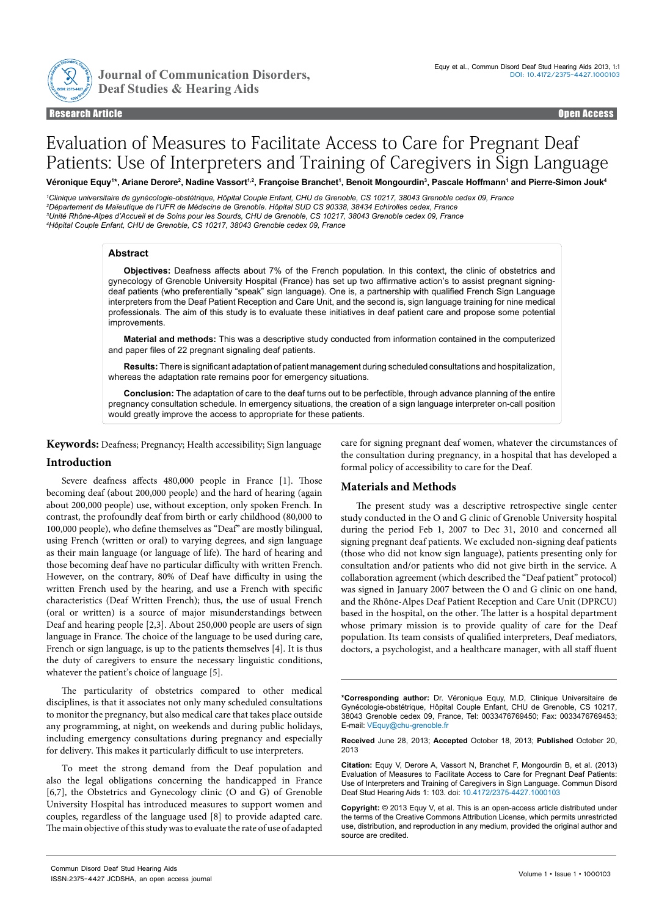Research Article Open Access

# Evaluation of Measures to Facilitate Access to Care for Pregnant Deaf Patients: Use of Interpreters and Training of Caregivers in Sign Language

**Véronique Equy[1]*, Ariane Derore[2], Nadine Vassort[1,2], Françoise Branchet[1], Benoit Mongourdin[3], Pascale Hoffmann[1] and Pierre-Simon Jouk[4]**

[1]*Clinique universitaire de gynécologie-obstétrique, Hôpital Couple Enfant, CHU de Grenoble, CS 10217, 38043 Grenoble cedex 09, France*
[2]*Département de Maïeutique de l'UFR de Médecine de Grenoble. Hôpital SUD CS 90338, 38434 Echirolles cedex, France*
[3]*Unité Rhône-Alpes d'Accueil et de Soins pour les Sourds, CHU de Grenoble, CS 10217, 38043 Grenoble cedex 09, France*
[4]*Hôpital Couple Enfant, CHU de Grenoble, CS 10217, 38043 Grenoble cedex 09, France*

## Abstract

**Objectives:** Deafness affects about 7% of the French population. In this context, the clinic of obstetrics and gynecology of Grenoble University Hospital (France) has set up two affirmative action's to assist pregnant signing-deaf patients (who preferentially "speak" sign language). One is, a partnership with qualified French Sign Language interpreters from the Deaf Patient Reception and Care Unit, and the second is, sign language training for nine medical professionals. The aim of this study is to evaluate these initiatives in deaf patient care and propose some potential improvements.

**Material and methods:** This was a descriptive study conducted from information contained in the computerized and paper files of 22 pregnant signaling deaf patients.

**Results:** There is significant adaptation of patient management during scheduled consultations and hospitalization, whereas the adaptation rate remains poor for emergency situations.

**Conclusion:** The adaptation of care to the deaf turns out to be perfectible, through advance planning of the entire pregnancy consultation schedule. In emergency situations, the creation of a sign language interpreter on-call position would greatly improve the access to appropriate for these patients.

**Keywords:** Deafness; Pregnancy; Health accessibility; Sign language

## Introduction

Severe deafness affects 480,000 people in France [1]. Those becoming deaf (about 200,000 people) and the hard of hearing (again about 200,000 people) use, without exception, only spoken French. In contrast, the profoundly deaf from birth or early childhood (80,000 to 100,000 people), who define themselves as "Deaf" are mostly bilingual, using French (written or oral) to varying degrees, and sign language as their main language (or language of life). The hard of hearing and those becoming deaf have no particular difficulty with written French. However, on the contrary, 80% of Deaf have difficulty in using the written French used by the hearing, and use a French with specific characteristics (Deaf Written French); thus, the use of usual French (oral or written) is a source of major misunderstandings between Deaf and hearing people [2,3]. About 250,000 people are users of sign language in France. The choice of the language to be used during care, French or sign language, is up to the patients themselves [4]. It is thus the duty of caregivers to ensure the necessary linguistic conditions, whatever the patient's choice of language [5].

The particularity of obstetrics compared to other medical disciplines, is that it associates not only many scheduled consultations to monitor the pregnancy, but also medical care that takes place outside any programming, at night, on weekends and during public holidays, including emergency consultations during pregnancy and especially for delivery. This makes it particularly difficult to use interpreters.

To meet the strong demand from the Deaf population and also the legal obligations concerning the handicapped in France [6,7], the Obstetrics and Gynecology clinic (O and G) of Grenoble University Hospital has introduced measures to support women and couples, regardless of the language used [8] to provide adapted care. The main objective of this study was to evaluate the rate of use of adapted care for signing pregnant deaf women, whatever the circumstances of the consultation during pregnancy, in a hospital that has developed a formal policy of accessibility to care for the Deaf.

## Materials and Methods

The present study was a descriptive retrospective single center study conducted in the O and G clinic of Grenoble University hospital during the period Feb 1, 2007 to Dec 31, 2010 and concerned all signing pregnant deaf patients. We excluded non-signing deaf patients (those who did not know sign language), patients presenting only for consultation and/or patients who did not give birth in the service. A collaboration agreement (which described the "Deaf patient" protocol) was signed in January 2007 between the O and G clinic on one hand, and the Rhône-Alpes Deaf Patient Reception and Care Unit (DPRCU) based in the hospital, on the other. The latter is a hospital department whose primary mission is to provide quality of care for the Deaf population. Its team consists of qualified interpreters, Deaf mediators, doctors, a psychologist, and a healthcare manager, with all staff fluent

**\*Corresponding author:** Dr. Véronique Equy, M.D, Clinique Universitaire de Gynécologie-obstétrique, Hôpital Couple Enfant, CHU de Grenoble, CS 10217, 38043 Grenoble cedex 09, France, Tel: 0033476769450; Fax: 0033476769453; E-mail: VEquy@chu-grenoble.fr

**Received** June 28, 2013; **Accepted** October 18, 2013; **Published** October 20, 2013

**Citation:** Equy V, Derore A, Vassort N, Branchet F, Mongourdin B, et al. (2013) Evaluation of Measures to Facilitate Access to Care for Pregnant Deaf Patients: Use of Interpreters and Training of Caregivers in Sign Language. Commun Disord Deaf Stud Hearing Aids 1: 103. doi: 10.4172/2375-4427.1000103

**Copyright:** © 2013 Equy V, et al. This is an open-access article distributed under the terms of the Creative Commons Attribution License, which permits unrestricted use, distribution, and reproduction in any medium, provided the original author and source are credited.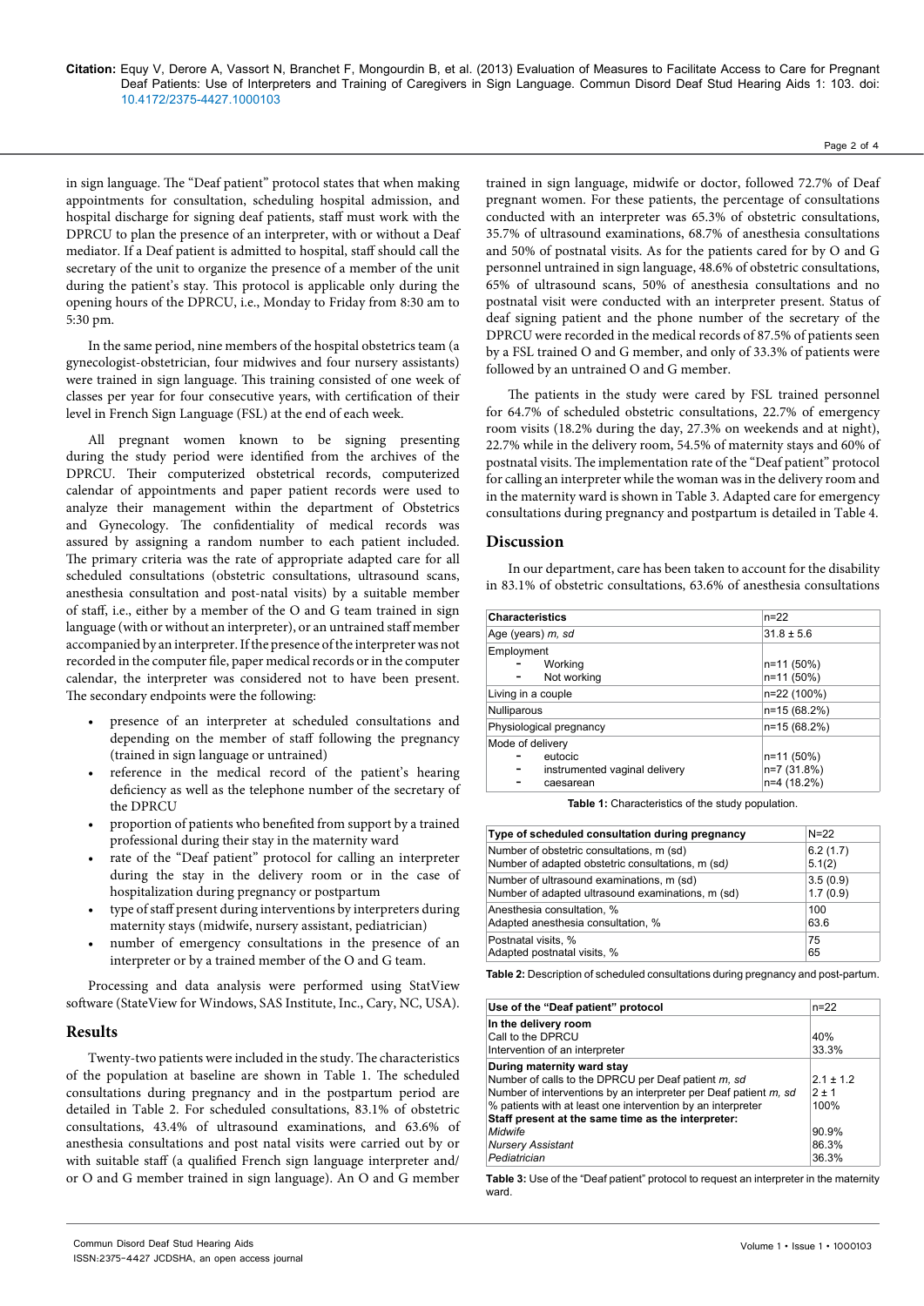in sign language. The "Deaf patient" protocol states that when making appointments for consultation, scheduling hospital admission, and hospital discharge for signing deaf patients, staff must work with the DPRCU to plan the presence of an interpreter, with or without a Deaf mediator. If a Deaf patient is admitted to hospital, staff should call the secretary of the unit to organize the presence of a member of the unit during the patient's stay. This protocol is applicable only during the opening hours of the DPRCU, i.e., Monday to Friday from 8:30 am to 5:30 pm.

In the same period, nine members of the hospital obstetrics team (a gynecologist-obstetrician, four midwives and four nursery assistants) were trained in sign language. This training consisted of one week of classes per year for four consecutive years, with certification of their level in French Sign Language (FSL) at the end of each week.

All pregnant women known to be signing presenting during the study period were identified from the archives of the DPRCU. Their computerized obstetrical records, computerized calendar of appointments and paper patient records were used to analyze their management within the department of Obstetrics and Gynecology. The confidentiality of medical records was assured by assigning a random number to each patient included. The primary criteria was the rate of appropriate adapted care for all scheduled consultations (obstetric consultations, ultrasound scans, anesthesia consultation and post-natal visits) by a suitable member of staff, i.e., either by a member of the O and G team trained in sign language (with or without an interpreter), or an untrained staff member accompanied by an interpreter. If the presence of the interpreter was not recorded in the computer file, paper medical records or in the computer calendar, the interpreter was considered not to have been present. The secondary endpoints were the following:

- presence of an interpreter at scheduled consultations and depending on the member of staff following the pregnancy (trained in sign language or untrained)
- reference in the medical record of the patient's hearing deficiency as well as the telephone number of the secretary of the DPRCU
- proportion of patients who benefited from support by a trained professional during their stay in the maternity ward
- rate of the "Deaf patient" protocol for calling an interpreter during the stay in the delivery room or in the case of hospitalization during pregnancy or postpartum
- type of staff present during interventions by interpreters during maternity stays (midwife, nursery assistant, pediatrician)
- number of emergency consultations in the presence of an interpreter or by a trained member of the O and G team.

Processing and data analysis were performed using StatView software (StateView for Windows, SAS Institute, Inc., Cary, NC, USA).

## Results

Twenty-two patients were included in the study. The characteristics of the population at baseline are shown in Table 1. The scheduled consultations during pregnancy and in the postpartum period are detailed in Table 2. For scheduled consultations, 83.1% of obstetric consultations, 43.4% of ultrasound examinations, 63.6% of anesthesia consultations and post natal visits were carried out by or with suitable staff (a qualified French sign language interpreter and/or O and G member trained in sign language). An O and G member trained in sign language, midwife or doctor, followed 72.7% of Deaf pregnant women. For these patients, the percentage of consultations conducted with an interpreter was 65.3% of obstetric consultations, 35.7% of ultrasound examinations, 68.7% of anesthesia consultations and 50% of postnatal visits. As for the patients cared for by O and G personnel untrained in sign language, 48.6% of obstetric consultations, 65% of ultrasound scans, 50% of anesthesia consultations and no postnatal visit were conducted with an interpreter present. Status of deaf signing patient and the phone number of the secretary of the DPRCU were recorded in the medical records of 87.5% of patients seen by a FSL trained O and G member, and only of 33.3% of patients were followed by an untrained O and G member.

The patients in the study were cared by FSL trained personnel for 64.7% of scheduled obstetric consultations, 22.7% of emergency room visits (18.2% during the day, 27.3% on weekends and at night), 22.7% while in the delivery room, 54.5% of maternity stays and 60% of postnatal visits. The implementation rate of the "Deaf patient" protocol for calling an interpreter while the woman was in the delivery room and in the maternity ward is shown in Table 3. Adapted care for emergency consultations during pregnancy and postpartum is detailed in Table 4.

## Discussion

In our department, care has been taken to account for the disability in 83.1% of obstetric consultations, 63.6% of anesthesia consultations

| Characteristics | n=22 |
|---|---|
| Age (years) *m, sd* | 31.8 ± 5.6 |
| Employment | |
| - Working | n=11 (50%) |
| - Not working | n=11 (50%) |
| Living in a couple | n=22 (100%) |
| Nulliparous | n=15 (68.2%) |
| Physiological pregnancy | n=15 (68.2%) |
| Mode of delivery | |
| - eutocic | n=11 (50%) |
| - instrumented vaginal delivery | n=7 (31.8%) |
| - caesarean | n=4 (18.2%) |

**Table 1:** Characteristics of the study population.

| Type of scheduled consultation during pregnancy | N=22 |
|---|---|
| Number of obstetric consultations, m (sd) | 6.2 (1.7) |
| Number of adapted obstetric consultations, m (sd*)* | 5.1(2) |
| Number of ultrasound examinations, m (sd) | 3.5 (0.9) |
| Number of adapted ultrasound examinations, m (sd) | 1.7 (0.9) |
| Anesthesia consultation, % | 100 |
| Adapted anesthesia consultation, % | 63.6 |
| Postnatal visits, % | 75 |
| Adapted postnatal visits, % | 65 |

**Table 2:** Description of scheduled consultations during pregnancy and post-partum.

| Use of the "Deaf patient" protocol | n=22 |
|---|---|
| **In the delivery room** | |
| Call to the DPRCU | 40% |
| Intervention of an interpreter | 33.3% |
| **During maternity ward stay** | |
| Number of calls to the DPRCU per Deaf patient *m, sd* | 2.1 ± 1.2 |
| Number of interventions by an interpreter per Deaf patient *m, sd* | 2 ± 1 |
| % patients with at least one intervention by an interpreter | 100% |
| **Staff present at the same time as the interpreter:** | |
| *Midwife* | 90.9% |
| *Nursery Assistant* | 86.3% |
| *Pediatrician* | 36.3% |

**Table 3:** Use of the "Deaf patient" protocol to request an interpreter in the maternity ward.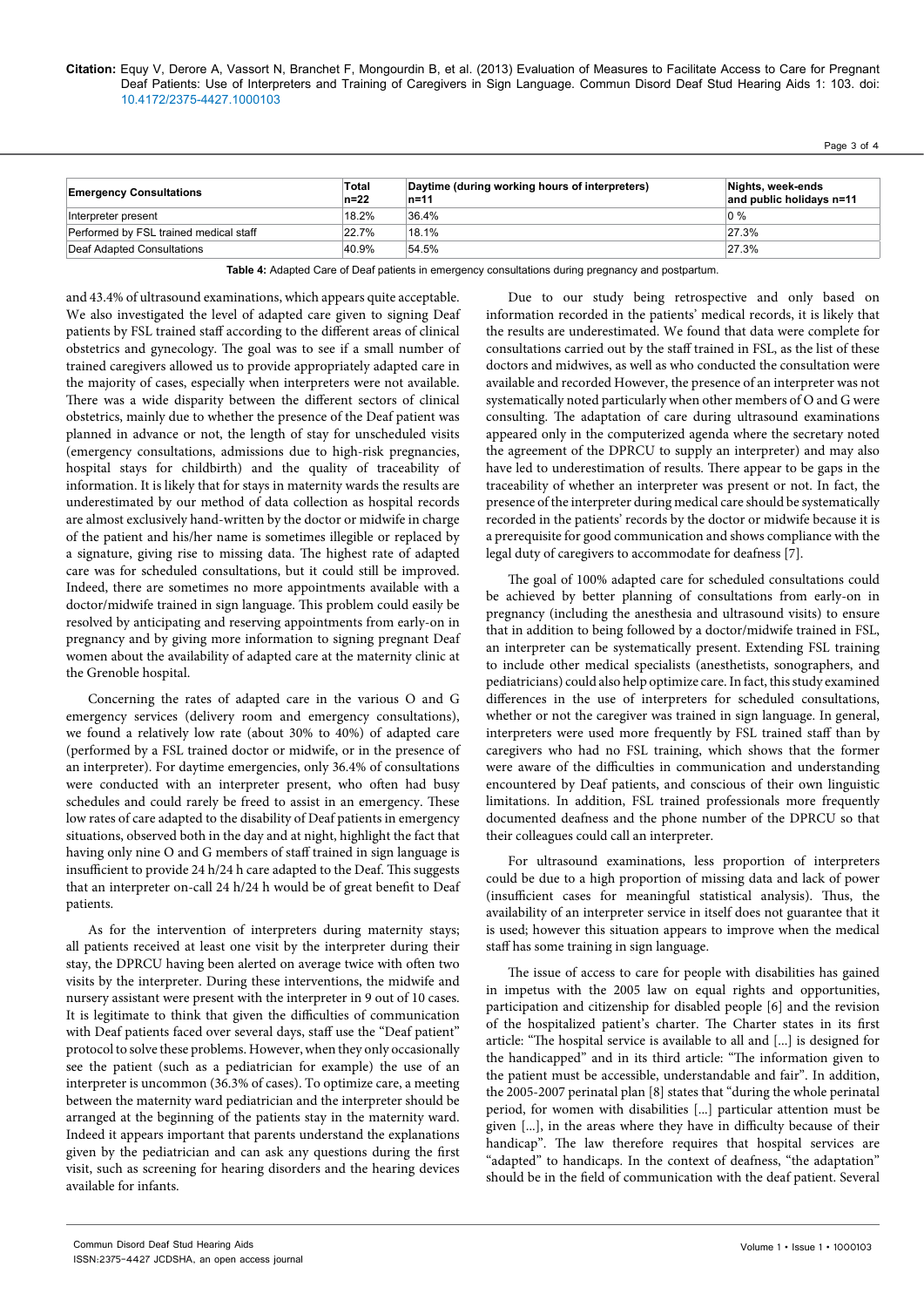| Emergency Consultations | Total n=22 | Daytime (during working hours of interpreters) n=11 | Nights, week-ends and public holidays n=11 |
|---|---|---|---|
| Interpreter present | 18.2% | 36.4% | 0 % |
| Performed by FSL trained medical staff | 22.7% | 18.1% | 27.3% |
| Deaf Adapted Consultations | 40.9% | 54.5% | 27.3% |

**Table 4:** Adapted Care of Deaf patients in emergency consultations during pregnancy and postpartum.

and 43.4% of ultrasound examinations, which appears quite acceptable. We also investigated the level of adapted care given to signing Deaf patients by FSL trained staff according to the different areas of clinical obstetrics and gynecology. The goal was to see if a small number of trained caregivers allowed us to provide appropriately adapted care in the majority of cases, especially when interpreters were not available. There was a wide disparity between the different sectors of clinical obstetrics, mainly due to whether the presence of the Deaf patient was planned in advance or not, the length of stay for unscheduled visits (emergency consultations, admissions due to high-risk pregnancies, hospital stays for childbirth) and the quality of traceability of information. It is likely that for stays in maternity wards the results are underestimated by our method of data collection as hospital records are almost exclusively hand-written by the doctor or midwife in charge of the patient and his/her name is sometimes illegible or replaced by a signature, giving rise to missing data. The highest rate of adapted care was for scheduled consultations, but it could still be improved. Indeed, there are sometimes no more appointments available with a doctor/midwife trained in sign language. This problem could easily be resolved by anticipating and reserving appointments from early-on in pregnancy and by giving more information to signing pregnant Deaf women about the availability of adapted care at the maternity clinic at the Grenoble hospital.

Concerning the rates of adapted care in the various O and G emergency services (delivery room and emergency consultations), we found a relatively low rate (about 30% to 40%) of adapted care (performed by a FSL trained doctor or midwife, or in the presence of an interpreter). For daytime emergencies, only 36.4% of consultations were conducted with an interpreter present, who often had busy schedules and could rarely be freed to assist in an emergency. These low rates of care adapted to the disability of Deaf patients in emergency situations, observed both in the day and at night, highlight the fact that having only nine O and G members of staff trained in sign language is insufficient to provide 24 h/24 h care adapted to the Deaf. This suggests that an interpreter on-call 24 h/24 h would be of great benefit to Deaf patients.

As for the intervention of interpreters during maternity stays; all patients received at least one visit by the interpreter during their stay, the DPRCU having been alerted on average twice with often two visits by the interpreter. During these interventions, the midwife and nursery assistant were present with the interpreter in 9 out of 10 cases. It is legitimate to think that given the difficulties of communication with Deaf patients faced over several days, staff use the "Deaf patient" protocol to solve these problems. However, when they only occasionally see the patient (such as a pediatrician for example) the use of an interpreter is uncommon (36.3% of cases). To optimize care, a meeting between the maternity ward pediatrician and the interpreter should be arranged at the beginning of the patients stay in the maternity ward. Indeed it appears important that parents understand the explanations given by the pediatrician and can ask any questions during the first visit, such as screening for hearing disorders and the hearing devices available for infants.

Due to our study being retrospective and only based on information recorded in the patients' medical records, it is likely that the results are underestimated. We found that data were complete for consultations carried out by the staff trained in FSL, as the list of these doctors and midwives, as well as who conducted the consultation were available and recorded However, the presence of an interpreter was not systematically noted particularly when other members of O and G were consulting. The adaptation of care during ultrasound examinations appeared only in the computerized agenda where the secretary noted the agreement of the DPRCU to supply an interpreter) and may also have led to underestimation of results. There appear to be gaps in the traceability of whether an interpreter was present or not. In fact, the presence of the interpreter during medical care should be systematically recorded in the patients' records by the doctor or midwife because it is a prerequisite for good communication and shows compliance with the legal duty of caregivers to accommodate for deafness [7].

The goal of 100% adapted care for scheduled consultations could be achieved by better planning of consultations from early-on in pregnancy (including the anesthesia and ultrasound visits) to ensure that in addition to being followed by a doctor/midwife trained in FSL, an interpreter can be systematically present. Extending FSL training to include other medical specialists (anesthetists, sonographers, and pediatricians) could also help optimize care. In fact, this study examined differences in the use of interpreters for scheduled consultations, whether or not the caregiver was trained in sign language. In general, interpreters were used more frequently by FSL trained staff than by caregivers who had no FSL training, which shows that the former were aware of the difficulties in communication and understanding encountered by Deaf patients, and conscious of their own linguistic limitations. In addition, FSL trained professionals more frequently documented deafness and the phone number of the DPRCU so that their colleagues could call an interpreter.

For ultrasound examinations, less proportion of interpreters could be due to a high proportion of missing data and lack of power (insufficient cases for meaningful statistical analysis). Thus, the availability of an interpreter service in itself does not guarantee that it is used; however this situation appears to improve when the medical staff has some training in sign language.

The issue of access to care for people with disabilities has gained in impetus with the 2005 law on equal rights and opportunities, participation and citizenship for disabled people [6] and the revision of the hospitalized patient's charter. The Charter states in its first article: "The hospital service is available to all and [...] is designed for the handicapped" and in its third article: "The information given to the patient must be accessible, understandable and fair". In addition, the 2005-2007 perinatal plan [8] states that "during the whole perinatal period, for women with disabilities [...] particular attention must be given [...], in the areas where they have in difficulty because of their handicap". The law therefore requires that hospital services are "adapted" to handicaps. In the context of deafness, "the adaptation" should be in the field of communication with the deaf patient. Several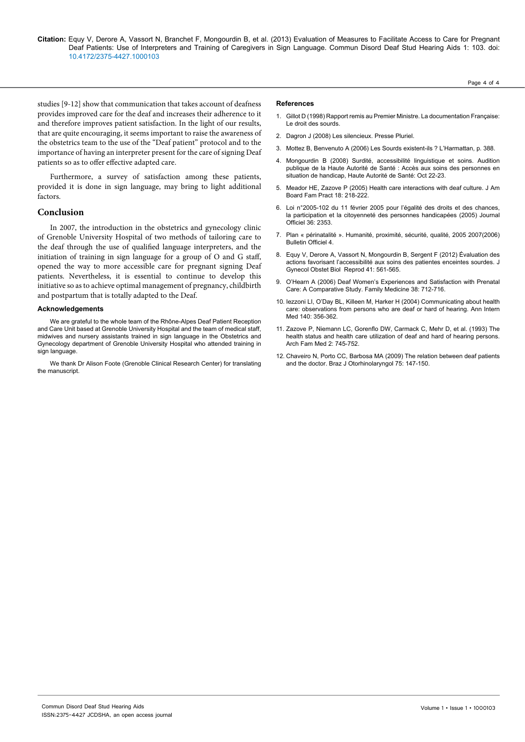studies [9-12] show that communication that takes account of deafness provides improved care for the deaf and increases their adherence to it and therefore improves patient satisfaction. In the light of our results, that are quite encouraging, it seems important to raise the awareness of the obstetrics team to the use of the "Deaf patient" protocol and to the importance of having an interpreter present for the care of signing Deaf patients so as to offer effective adapted care.

Furthermore, a survey of satisfaction among these patients, provided it is done in sign language, may bring to light additional factors.

## Conclusion

In 2007, the introduction in the obstetrics and gynecology clinic of Grenoble University Hospital of two methods of tailoring care to the deaf through the use of qualified language interpreters, and the initiation of training in sign language for a group of O and G staff, opened the way to more accessible care for pregnant signing Deaf patients. Nevertheless, it is essential to continue to develop this initiative so as to achieve optimal management of pregnancy, childbirth and postpartum that is totally adapted to the Deaf.

### Acknowledgements

We are grateful to the whole team of the Rhône-Alpes Deaf Patient Reception and Care Unit based at Grenoble University Hospital and the team of medical staff, midwives and nursery assistants trained in sign language in the Obstetrics and Gynecology department of Grenoble University Hospital who attended training in sign language.

We thank Dr Alison Foote (Grenoble Clinical Research Center) for translating the manuscript.

### References

1. Gillot D (1998) Rapport remis au Premier Ministre. La documentation Française: Le droit des sourds.
2. Dagron J (2008) Les silencieux. Presse Pluriel.
3. Mottez B, Benvenuto A (2006) Les Sourds existent-ils ? L'Harmattan, p. 388.
4. Mongourdin B (2008) Surdité, accessibilité linguistique et soins. Audition publique de la Haute Autorité de Santé : Accès aux soins des personnes en situation de handicap, Haute Autorité de Santé: Oct 22-23.
5. Meador HE, Zazove P (2005) Health care interactions with deaf culture. J Am Board Fam Pract 18: 218-222.
6. Loi n°2005-102 du 11 février 2005 pour l'égalité des droits et des chances, la participation et la citoyenneté des personnes handicapées (2005) Journal Officiel 36: 2353.
7. Plan « périnatalité ». Humanité, proximité, sécurité, qualité, 2005 2007(2006) Bulletin Officiel 4.
8. Equy V, Derore A, Vassort N, Mongourdin B, Sergent F (2012) Évaluation des actions favorisant l'accessibilité aux soins des patientes enceintes sourdes. J Gynecol Obstet Biol Reprod 41: 561-565.
9. O'Hearn A (2006) Deaf Women's Experiences and Satisfaction with Prenatal Care: A Comparative Study. Family Medicine 38: 712-716.
10. Iezzoni LI, O'Day BL, Killeen M, Harker H (2004) Communicating about health care: observations from persons who are deaf or hard of hearing. Ann Intern Med 140: 356-362.
11. Zazove P, Niemann LC, Gorenflo DW, Carmack C, Mehr D, et al. (1993) The health status and health care utilization of deaf and hard of hearing persons. Arch Fam Med 2: 745-752.
12. Chaveiro N, Porto CC, Barbosa MA (2009) The relation between deaf patients and the doctor. Braz J Otorhinolaryngol 75: 147-150.